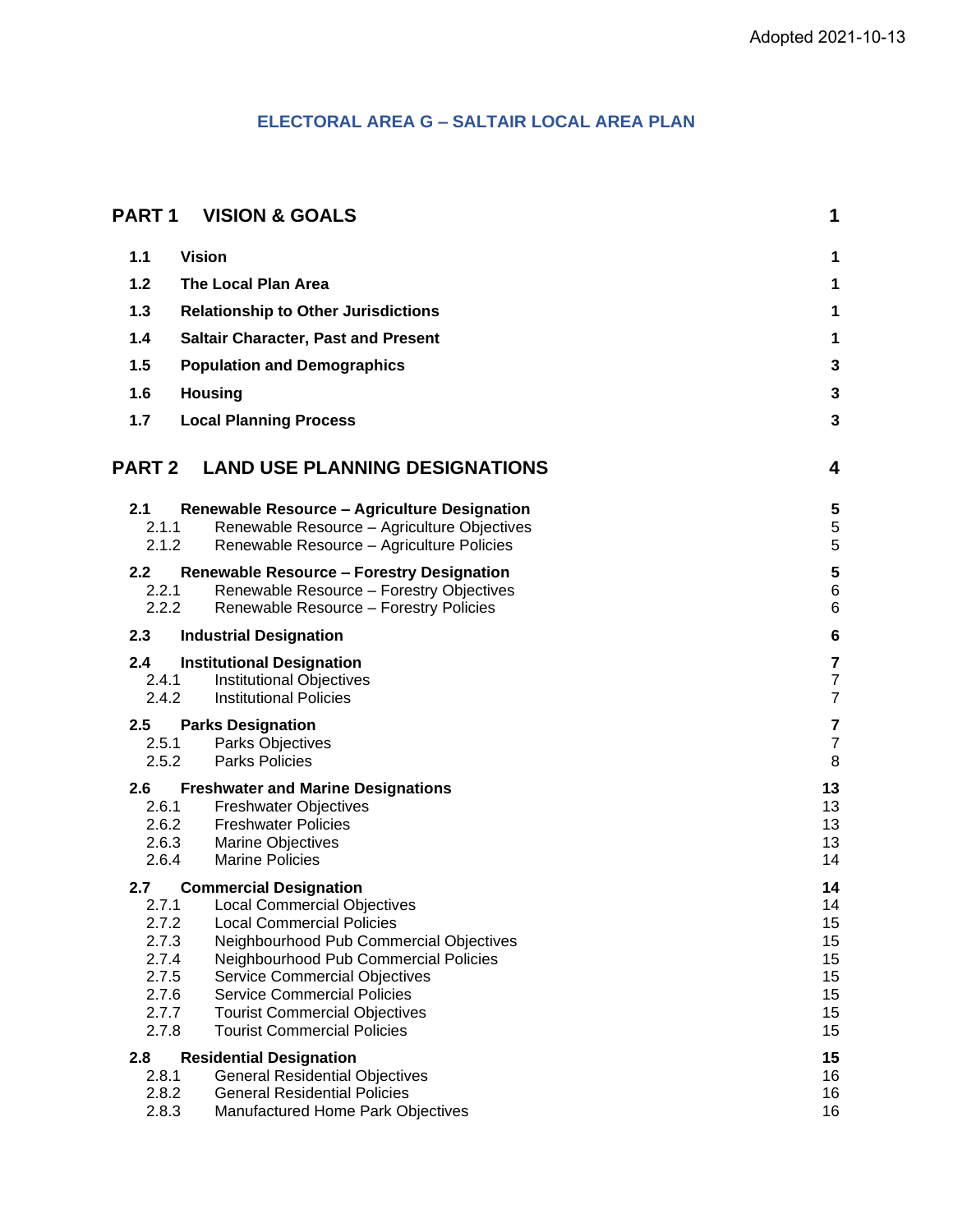Adopted 2021-10-13

# ELECTORAL AREA G – SALTAIR LOCAL AREA PLAN

| | | |
|---|---|---|
| **PART 1** | **VISION & GOALS** | **1** |
| **1.1** | **Vision** | **1** |
| **1.2** | **The Local Plan Area** | **1** |
| **1.3** | **Relationship to Other Jurisdictions** | **1** |
| **1.4** | **Saltair Character, Past and Present** | **1** |
| **1.5** | **Population and Demographics** | **3** |
| **1.6** | **Housing** | **3** |
| **1.7** | **Local Planning Process** | **3** |
| **PART 2** | **LAND USE PLANNING DESIGNATIONS** | **4** |
| **2.1** | **Renewable Resource – Agriculture Designation** | **5** |
| 2.1.1 | Renewable Resource – Agriculture Objectives | 5 |
| 2.1.2 | Renewable Resource – Agriculture Policies | 5 |
| **2.2** | **Renewable Resource – Forestry Designation** | **5** |
| 2.2.1 | Renewable Resource – Forestry Objectives | 6 |
| 2.2.2 | Renewable Resource – Forestry Policies | 6 |
| **2.3** | **Industrial Designation** | **6** |
| **2.4** | **Institutional Designation** | **7** |
| 2.4.1 | Institutional Objectives | 7 |
| 2.4.2 | Institutional Policies | 7 |
| **2.5** | **Parks Designation** | **7** |
| 2.5.1 | Parks Objectives | 7 |
| 2.5.2 | Parks Policies | 8 |
| **2.6** | **Freshwater and Marine Designations** | **13** |
| 2.6.1 | Freshwater Objectives | 13 |
| 2.6.2 | Freshwater Policies | 13 |
| 2.6.3 | Marine Objectives | 13 |
| 2.6.4 | Marine Policies | 14 |
| **2.7** | **Commercial Designation** | **14** |
| 2.7.1 | Local Commercial Objectives | 14 |
| 2.7.2 | Local Commercial Policies | 15 |
| 2.7.3 | Neighbourhood Pub Commercial Objectives | 15 |
| 2.7.4 | Neighbourhood Pub Commercial Policies | 15 |
| 2.7.5 | Service Commercial Objectives | 15 |
| 2.7.6 | Service Commercial Policies | 15 |
| 2.7.7 | Tourist Commercial Objectives | 15 |
| 2.7.8 | Tourist Commercial Policies | 15 |
| **2.8** | **Residential Designation** | **15** |
| 2.8.1 | General Residential Objectives | 16 |
| 2.8.2 | General Residential Policies | 16 |
| 2.8.3 | Manufactured Home Park Objectives | 16 |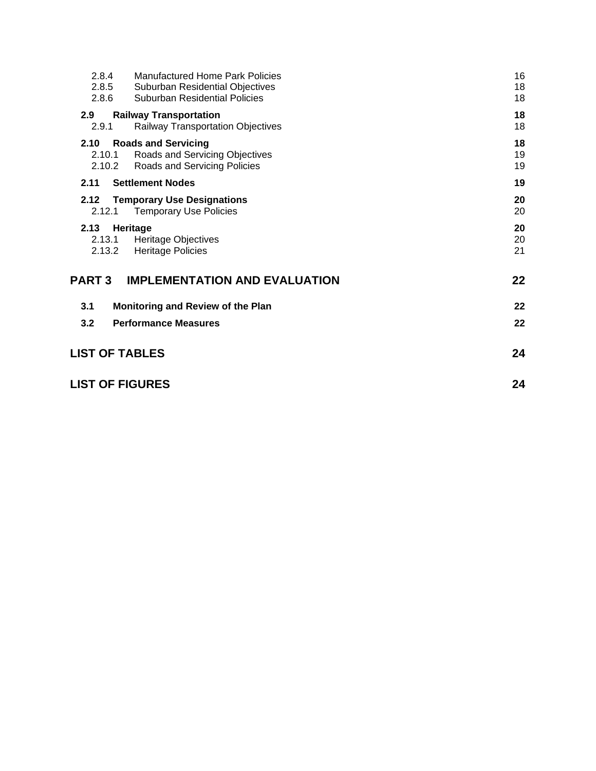| | | |
|---|---|---|
| 2.8.4 | Manufactured Home Park Policies | 16 |
| 2.8.5 | Suburban Residential Objectives | 18 |
| 2.8.6 | Suburban Residential Policies | 18 |
| **2.9** | **Railway Transportation** | **18** |
| 2.9.1 | Railway Transportation Objectives | 18 |
| **2.10** | **Roads and Servicing** | **18** |
| 2.10.1 | Roads and Servicing Objectives | 19 |
| 2.10.2 | Roads and Servicing Policies | 19 |
| **2.11** | **Settlement Nodes** | **19** |
| **2.12** | **Temporary Use Designations** | **20** |
| 2.12.1 | Temporary Use Policies | 20 |
| **2.13** | **Heritage** | **20** |
| 2.13.1 | Heritage Objectives | 20 |
| 2.13.2 | Heritage Policies | 21 |
| **PART 3** | **IMPLEMENTATION AND EVALUATION** | **22** |
| **3.1** | **Monitoring and Review of the Plan** | **22** |
| **3.2** | **Performance Measures** | **22** |
| **LIST OF TABLES** | | **24** |
| **LIST OF FIGURES** | | **24** |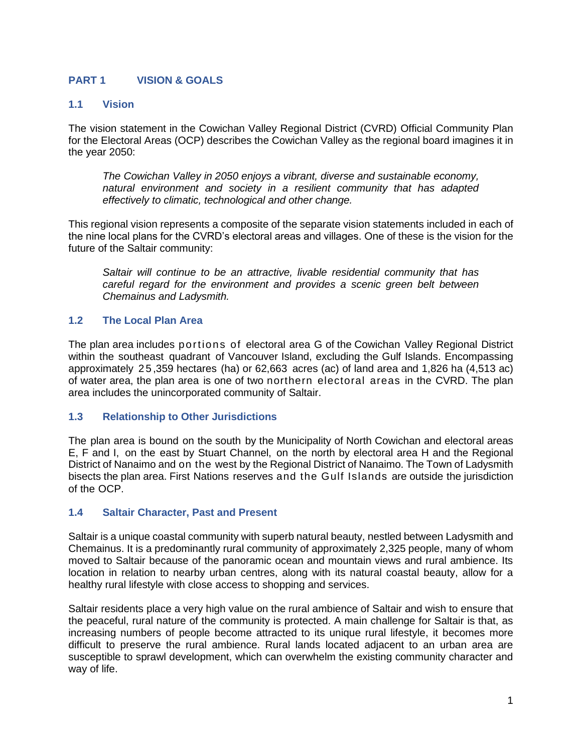## PART 1 VISION & GOALS

### 1.1 Vision

The vision statement in the Cowichan Valley Regional District (CVRD) Official Community Plan for the Electoral Areas (OCP) describes the Cowichan Valley as the regional board imagines it in the year 2050:

> *The Cowichan Valley in 2050 enjoys a vibrant, diverse and sustainable economy, natural environment and society in a resilient community that has adapted effectively to climatic, technological and other change.*

This regional vision represents a composite of the separate vision statements included in each of the nine local plans for the CVRD's electoral areas and villages. One of these is the vision for the future of the Saltair community:

> *Saltair will continue to be an attractive, livable residential community that has careful regard for the environment and provides a scenic green belt between Chemainus and Ladysmith.*

### 1.2 The Local Plan Area

The plan area includes portions of electoral area G of the Cowichan Valley Regional District within the southeast quadrant of Vancouver Island, excluding the Gulf Islands. Encompassing approximately 25,359 hectares (ha) or 62,663 acres (ac) of land area and 1,826 ha (4,513 ac) of water area, the plan area is one of two northern electoral areas in the CVRD. The plan area includes the unincorporated community of Saltair.

### 1.3 Relationship to Other Jurisdictions

The plan area is bound on the south by the Municipality of North Cowichan and electoral areas E, F and I, on the east by Stuart Channel, on the north by electoral area H and the Regional District of Nanaimo and on the west by the Regional District of Nanaimo. The Town of Ladysmith bisects the plan area. First Nations reserves and the Gulf Islands are outside the jurisdiction of the OCP.

### 1.4 Saltair Character, Past and Present

Saltair is a unique coastal community with superb natural beauty, nestled between Ladysmith and Chemainus. It is a predominantly rural community of approximately 2,325 people, many of whom moved to Saltair because of the panoramic ocean and mountain views and rural ambience. Its location in relation to nearby urban centres, along with its natural coastal beauty, allow for a healthy rural lifestyle with close access to shopping and services.

Saltair residents place a very high value on the rural ambience of Saltair and wish to ensure that the peaceful, rural nature of the community is protected. A main challenge for Saltair is that, as increasing numbers of people become attracted to its unique rural lifestyle, it becomes more difficult to preserve the rural ambience. Rural lands located adjacent to an urban area are susceptible to sprawl development, which can overwhelm the existing community character and way of life.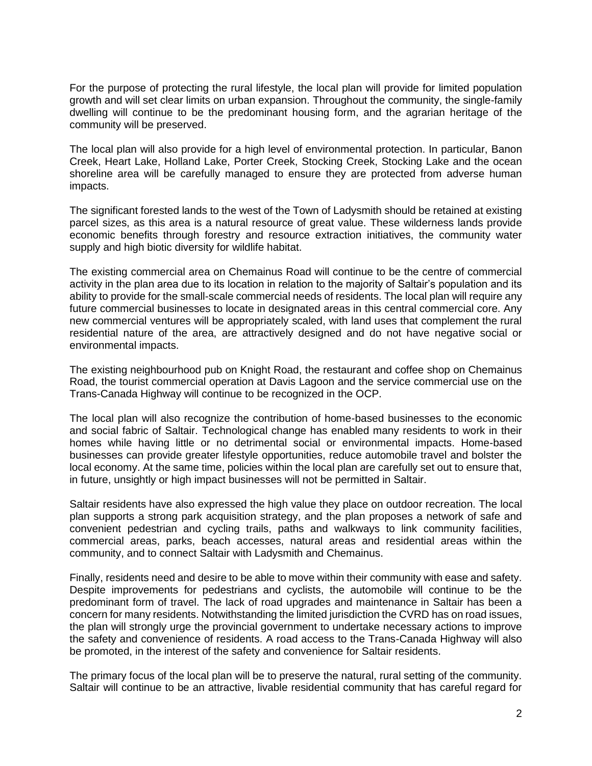For the purpose of protecting the rural lifestyle, the local plan will provide for limited population growth and will set clear limits on urban expansion. Throughout the community, the single-family dwelling will continue to be the predominant housing form, and the agrarian heritage of the community will be preserved.

The local plan will also provide for a high level of environmental protection. In particular, Banon Creek, Heart Lake, Holland Lake, Porter Creek, Stocking Creek, Stocking Lake and the ocean shoreline area will be carefully managed to ensure they are protected from adverse human impacts.

The significant forested lands to the west of the Town of Ladysmith should be retained at existing parcel sizes, as this area is a natural resource of great value. These wilderness lands provide economic benefits through forestry and resource extraction initiatives, the community water supply and high biotic diversity for wildlife habitat.

The existing commercial area on Chemainus Road will continue to be the centre of commercial activity in the plan area due to its location in relation to the majority of Saltair's population and its ability to provide for the small-scale commercial needs of residents. The local plan will require any future commercial businesses to locate in designated areas in this central commercial core. Any new commercial ventures will be appropriately scaled, with land uses that complement the rural residential nature of the area, are attractively designed and do not have negative social or environmental impacts.

The existing neighbourhood pub on Knight Road, the restaurant and coffee shop on Chemainus Road, the tourist commercial operation at Davis Lagoon and the service commercial use on the Trans-Canada Highway will continue to be recognized in the OCP.

The local plan will also recognize the contribution of home-based businesses to the economic and social fabric of Saltair. Technological change has enabled many residents to work in their homes while having little or no detrimental social or environmental impacts. Home-based businesses can provide greater lifestyle opportunities, reduce automobile travel and bolster the local economy. At the same time, policies within the local plan are carefully set out to ensure that, in future, unsightly or high impact businesses will not be permitted in Saltair.

Saltair residents have also expressed the high value they place on outdoor recreation. The local plan supports a strong park acquisition strategy, and the plan proposes a network of safe and convenient pedestrian and cycling trails, paths and walkways to link community facilities, commercial areas, parks, beach accesses, natural areas and residential areas within the community, and to connect Saltair with Ladysmith and Chemainus.

Finally, residents need and desire to be able to move within their community with ease and safety. Despite improvements for pedestrians and cyclists, the automobile will continue to be the predominant form of travel. The lack of road upgrades and maintenance in Saltair has been a concern for many residents. Notwithstanding the limited jurisdiction the CVRD has on road issues, the plan will strongly urge the provincial government to undertake necessary actions to improve the safety and convenience of residents. A road access to the Trans-Canada Highway will also be promoted, in the interest of the safety and convenience for Saltair residents.

The primary focus of the local plan will be to preserve the natural, rural setting of the community. Saltair will continue to be an attractive, livable residential community that has careful regard for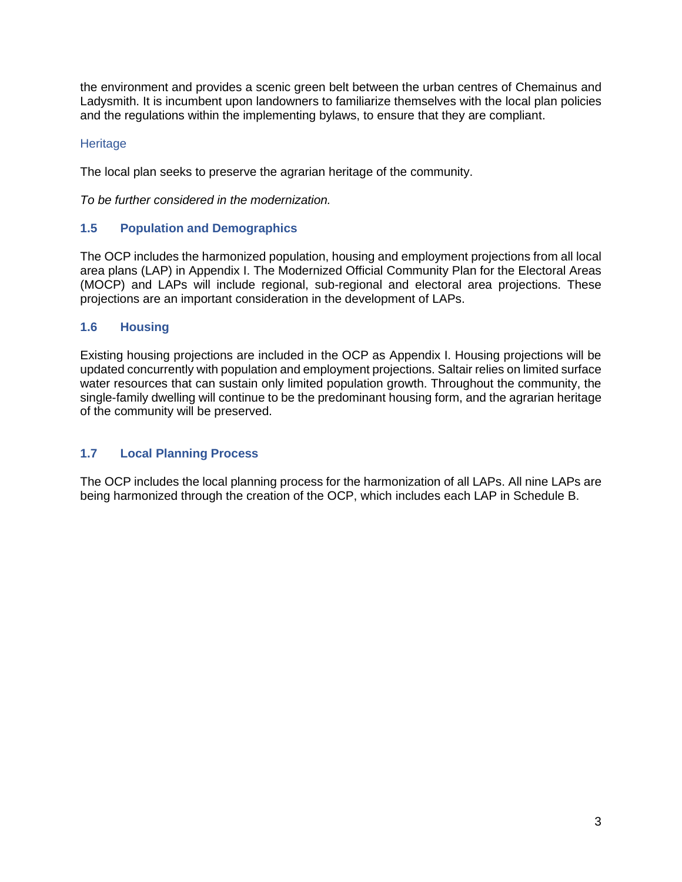the environment and provides a scenic green belt between the urban centres of Chemainus and Ladysmith. It is incumbent upon landowners to familiarize themselves with the local plan policies and the regulations within the implementing bylaws, to ensure that they are compliant.

### Heritage

The local plan seeks to preserve the agrarian heritage of the community.

*To be further considered in the modernization.*

## 1.5 Population and Demographics

The OCP includes the harmonized population, housing and employment projections from all local area plans (LAP) in Appendix I. The Modernized Official Community Plan for the Electoral Areas (MOCP) and LAPs will include regional, sub-regional and electoral area projections. These projections are an important consideration in the development of LAPs.

## 1.6 Housing

Existing housing projections are included in the OCP as Appendix I. Housing projections will be updated concurrently with population and employment projections. Saltair relies on limited surface water resources that can sustain only limited population growth. Throughout the community, the single-family dwelling will continue to be the predominant housing form, and the agrarian heritage of the community will be preserved.

## 1.7 Local Planning Process

The OCP includes the local planning process for the harmonization of all LAPs. All nine LAPs are being harmonized through the creation of the OCP, which includes each LAP in Schedule B.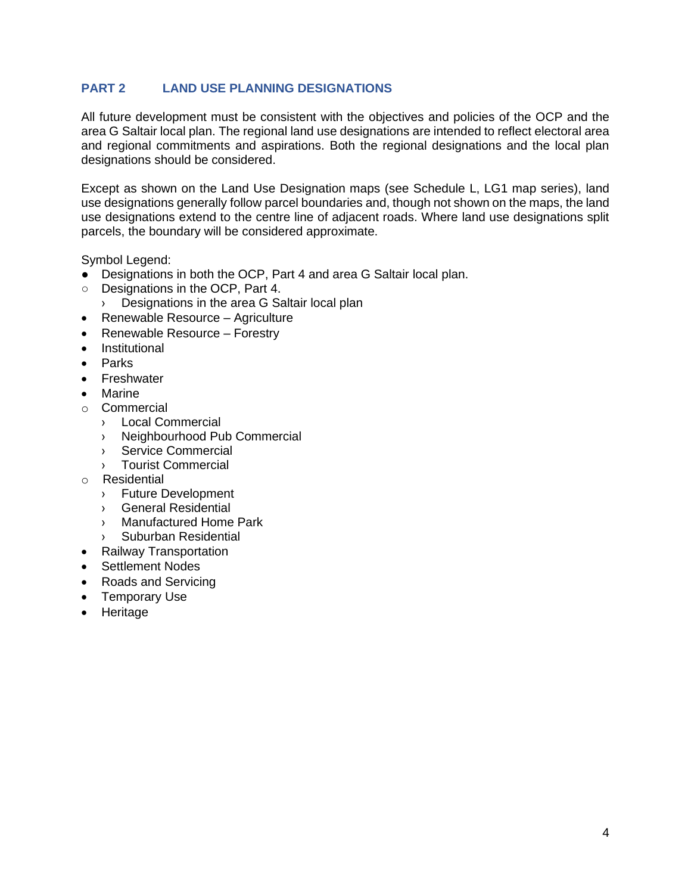## PART 2 LAND USE PLANNING DESIGNATIONS

All future development must be consistent with the objectives and policies of the OCP and the area G Saltair local plan. The regional land use designations are intended to reflect electoral area and regional commitments and aspirations. Both the regional designations and the local plan designations should be considered.

Except as shown on the Land Use Designation maps (see Schedule L, LG1 map series), land use designations generally follow parcel boundaries and, though not shown on the maps, the land use designations extend to the centre line of adjacent roads. Where land use designations split parcels, the boundary will be considered approximate.

Symbol Legend:

- ● Designations in both the OCP, Part 4 and area G Saltair local plan.
- ○ Designations in the OCP, Part 4.
  - › Designations in the area G Saltair local plan
- Renewable Resource – Agriculture
- Renewable Resource – Forestry
- Institutional
- Parks
- Freshwater
- Marine
- ○ Commercial
  - › Local Commercial
  - › Neighbourhood Pub Commercial
  - › Service Commercial
  - › Tourist Commercial
- ○ Residential
  - › Future Development
  - › General Residential
  - › Manufactured Home Park
  - › Suburban Residential
- Railway Transportation
- Settlement Nodes
- Roads and Servicing
- Temporary Use
- Heritage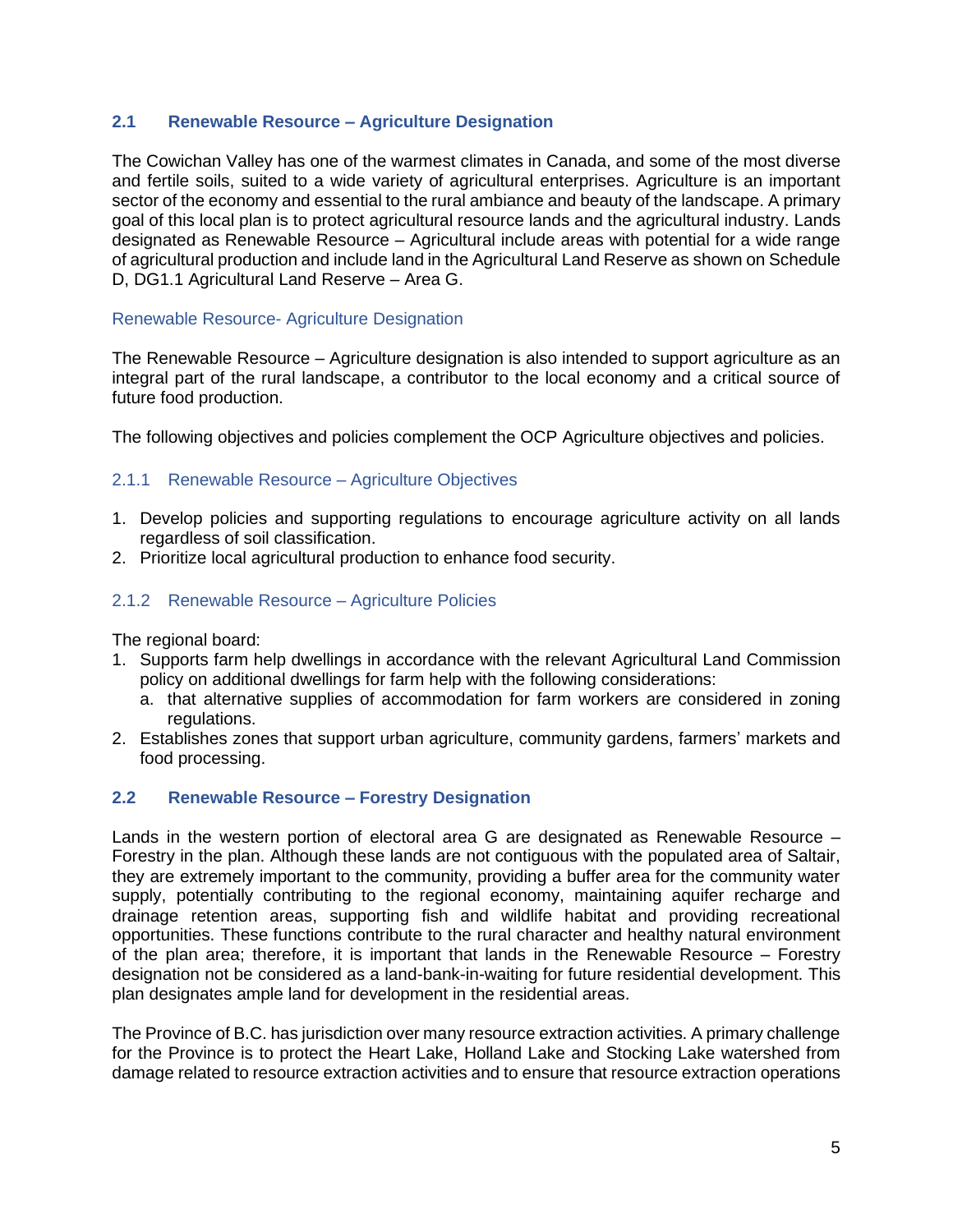## 2.1 Renewable Resource – Agriculture Designation

The Cowichan Valley has one of the warmest climates in Canada, and some of the most diverse and fertile soils, suited to a wide variety of agricultural enterprises. Agriculture is an important sector of the economy and essential to the rural ambiance and beauty of the landscape. A primary goal of this local plan is to protect agricultural resource lands and the agricultural industry. Lands designated as Renewable Resource – Agricultural include areas with potential for a wide range of agricultural production and include land in the Agricultural Land Reserve as shown on Schedule D, DG1.1 Agricultural Land Reserve – Area G.

### Renewable Resource- Agriculture Designation

The Renewable Resource – Agriculture designation is also intended to support agriculture as an integral part of the rural landscape, a contributor to the local economy and a critical source of future food production.

The following objectives and policies complement the OCP Agriculture objectives and policies.

### 2.1.1 Renewable Resource – Agriculture Objectives

1. Develop policies and supporting regulations to encourage agriculture activity on all lands regardless of soil classification.
2. Prioritize local agricultural production to enhance food security.

### 2.1.2 Renewable Resource – Agriculture Policies

The regional board:

1. Supports farm help dwellings in accordance with the relevant Agricultural Land Commission policy on additional dwellings for farm help with the following considerations:
   a. that alternative supplies of accommodation for farm workers are considered in zoning regulations.
2. Establishes zones that support urban agriculture, community gardens, farmers' markets and food processing.

## 2.2 Renewable Resource – Forestry Designation

Lands in the western portion of electoral area G are designated as Renewable Resource – Forestry in the plan. Although these lands are not contiguous with the populated area of Saltair, they are extremely important to the community, providing a buffer area for the community water supply, potentially contributing to the regional economy, maintaining aquifer recharge and drainage retention areas, supporting fish and wildlife habitat and providing recreational opportunities. These functions contribute to the rural character and healthy natural environment of the plan area; therefore, it is important that lands in the Renewable Resource – Forestry designation not be considered as a land-bank-in-waiting for future residential development. This plan designates ample land for development in the residential areas.

The Province of B.C. has jurisdiction over many resource extraction activities. A primary challenge for the Province is to protect the Heart Lake, Holland Lake and Stocking Lake watershed from damage related to resource extraction activities and to ensure that resource extraction operations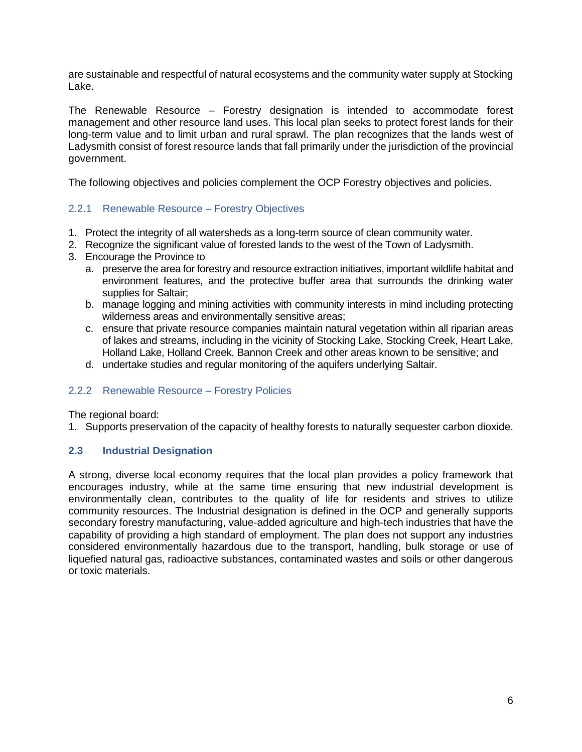are sustainable and respectful of natural ecosystems and the community water supply at Stocking Lake.

The Renewable Resource – Forestry designation is intended to accommodate forest management and other resource land uses. This local plan seeks to protect forest lands for their long-term value and to limit urban and rural sprawl. The plan recognizes that the lands west of Ladysmith consist of forest resource lands that fall primarily under the jurisdiction of the provincial government.

The following objectives and policies complement the OCP Forestry objectives and policies.

### 2.2.1 Renewable Resource – Forestry Objectives

1. Protect the integrity of all watersheds as a long-term source of clean community water.
2. Recognize the significant value of forested lands to the west of the Town of Ladysmith.
3. Encourage the Province to
   a. preserve the area for forestry and resource extraction initiatives, important wildlife habitat and environment features, and the protective buffer area that surrounds the drinking water supplies for Saltair;
   b. manage logging and mining activities with community interests in mind including protecting wilderness areas and environmentally sensitive areas;
   c. ensure that private resource companies maintain natural vegetation within all riparian areas of lakes and streams, including in the vicinity of Stocking Lake, Stocking Creek, Heart Lake, Holland Lake, Holland Creek, Bannon Creek and other areas known to be sensitive; and
   d. undertake studies and regular monitoring of the aquifers underlying Saltair.

### 2.2.2 Renewable Resource – Forestry Policies

The regional board:

1. Supports preservation of the capacity of healthy forests to naturally sequester carbon dioxide.

## 2.3 Industrial Designation

A strong, diverse local economy requires that the local plan provides a policy framework that encourages industry, while at the same time ensuring that new industrial development is environmentally clean, contributes to the quality of life for residents and strives to utilize community resources. The Industrial designation is defined in the OCP and generally supports secondary forestry manufacturing, value-added agriculture and high-tech industries that have the capability of providing a high standard of employment. The plan does not support any industries considered environmentally hazardous due to the transport, handling, bulk storage or use of liquefied natural gas, radioactive substances, contaminated wastes and soils or other dangerous or toxic materials.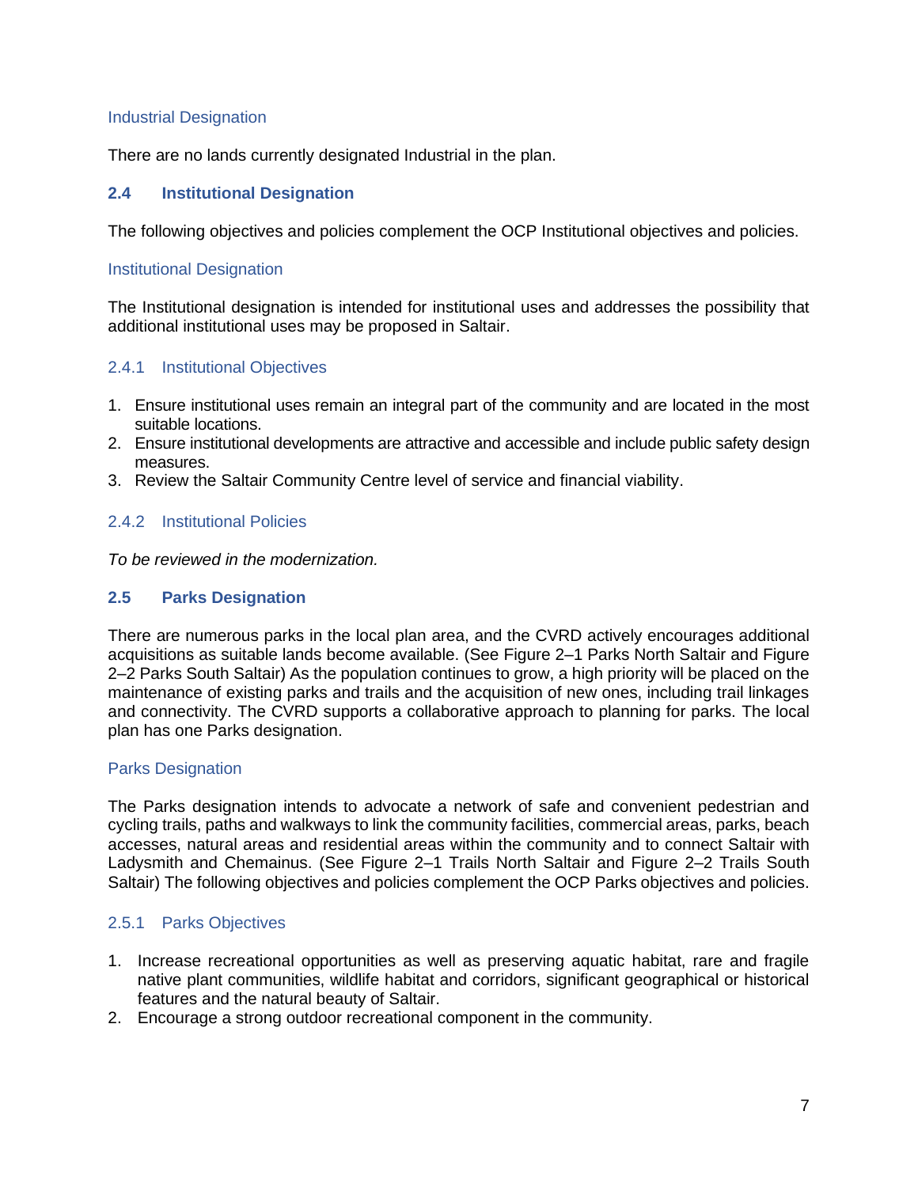### Industrial Designation

There are no lands currently designated Industrial in the plan.

## 2.4 Institutional Designation

The following objectives and policies complement the OCP Institutional objectives and policies.

### Institutional Designation

The Institutional designation is intended for institutional uses and addresses the possibility that additional institutional uses may be proposed in Saltair.

### 2.4.1 Institutional Objectives

1. Ensure institutional uses remain an integral part of the community and are located in the most suitable locations.
2. Ensure institutional developments are attractive and accessible and include public safety design measures.
3. Review the Saltair Community Centre level of service and financial viability.

### 2.4.2 Institutional Policies

*To be reviewed in the modernization.*

## 2.5 Parks Designation

There are numerous parks in the local plan area, and the CVRD actively encourages additional acquisitions as suitable lands become available. (See Figure 2–1 Parks North Saltair and Figure 2–2 Parks South Saltair) As the population continues to grow, a high priority will be placed on the maintenance of existing parks and trails and the acquisition of new ones, including trail linkages and connectivity. The CVRD supports a collaborative approach to planning for parks. The local plan has one Parks designation.

### Parks Designation

The Parks designation intends to advocate a network of safe and convenient pedestrian and cycling trails, paths and walkways to link the community facilities, commercial areas, parks, beach accesses, natural areas and residential areas within the community and to connect Saltair with Ladysmith and Chemainus. (See Figure 2–1 Trails North Saltair and Figure 2–2 Trails South Saltair) The following objectives and policies complement the OCP Parks objectives and policies.

### 2.5.1 Parks Objectives

1. Increase recreational opportunities as well as preserving aquatic habitat, rare and fragile native plant communities, wildlife habitat and corridors, significant geographical or historical features and the natural beauty of Saltair.
2. Encourage a strong outdoor recreational component in the community.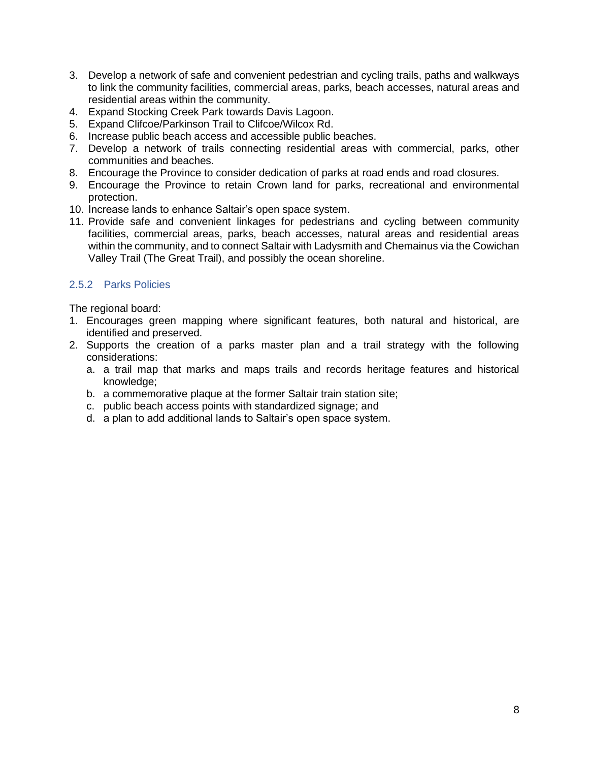3. Develop a network of safe and convenient pedestrian and cycling trails, paths and walkways to link the community facilities, commercial areas, parks, beach accesses, natural areas and residential areas within the community.
4. Expand Stocking Creek Park towards Davis Lagoon.
5. Expand Clifcoe/Parkinson Trail to Clifcoe/Wilcox Rd.
6. Increase public beach access and accessible public beaches.
7. Develop a network of trails connecting residential areas with commercial, parks, other communities and beaches.
8. Encourage the Province to consider dedication of parks at road ends and road closures.
9. Encourage the Province to retain Crown land for parks, recreational and environmental protection.
10. Increase lands to enhance Saltair's open space system.
11. Provide safe and convenient linkages for pedestrians and cycling between community facilities, commercial areas, parks, beach accesses, natural areas and residential areas within the community, and to connect Saltair with Ladysmith and Chemainus via the Cowichan Valley Trail (The Great Trail), and possibly the ocean shoreline.

### 2.5.2 Parks Policies

The regional board:

1. Encourages green mapping where significant features, both natural and historical, are identified and preserved.
2. Supports the creation of a parks master plan and a trail strategy with the following considerations:
   a. a trail map that marks and maps trails and records heritage features and historical knowledge;
   b. a commemorative plaque at the former Saltair train station site;
   c. public beach access points with standardized signage; and
   d. a plan to add additional lands to Saltair's open space system.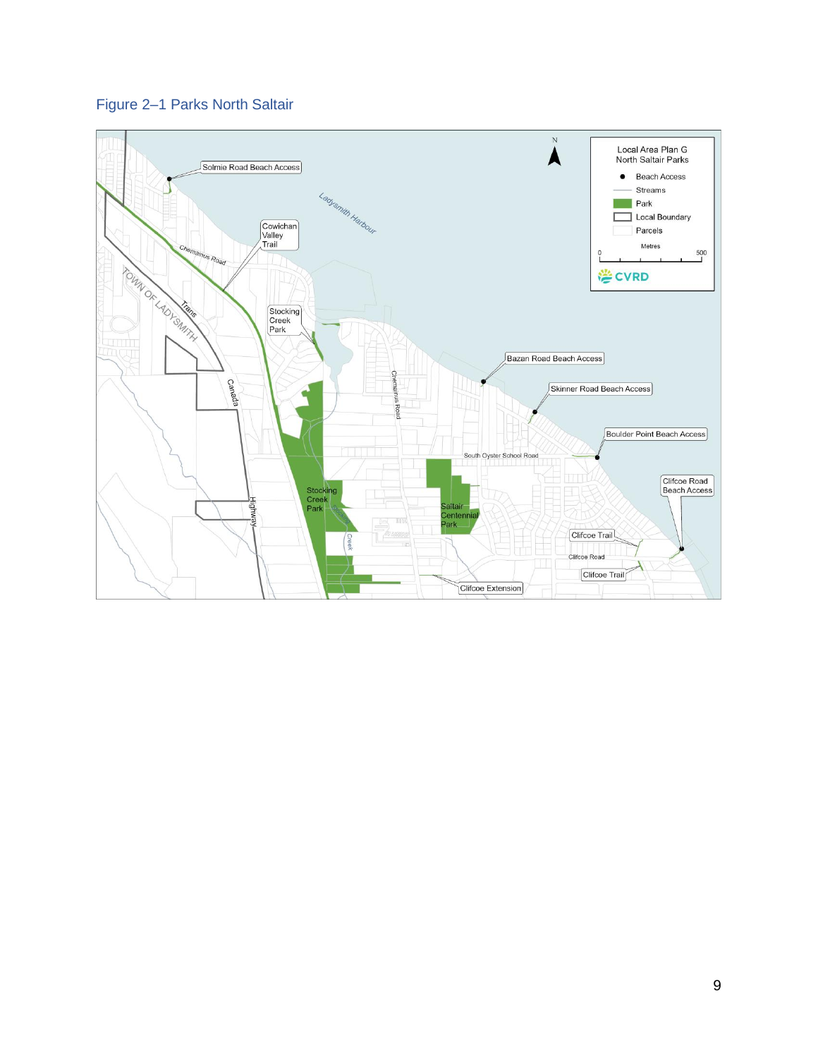Figure 2–1 Parks North Saltair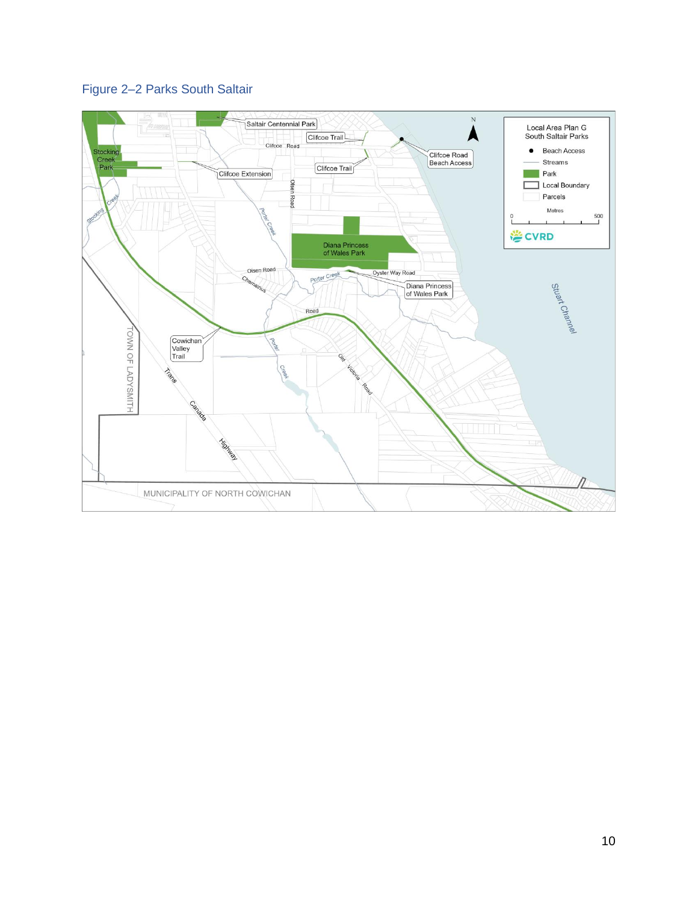Figure 2–2 Parks South Saltair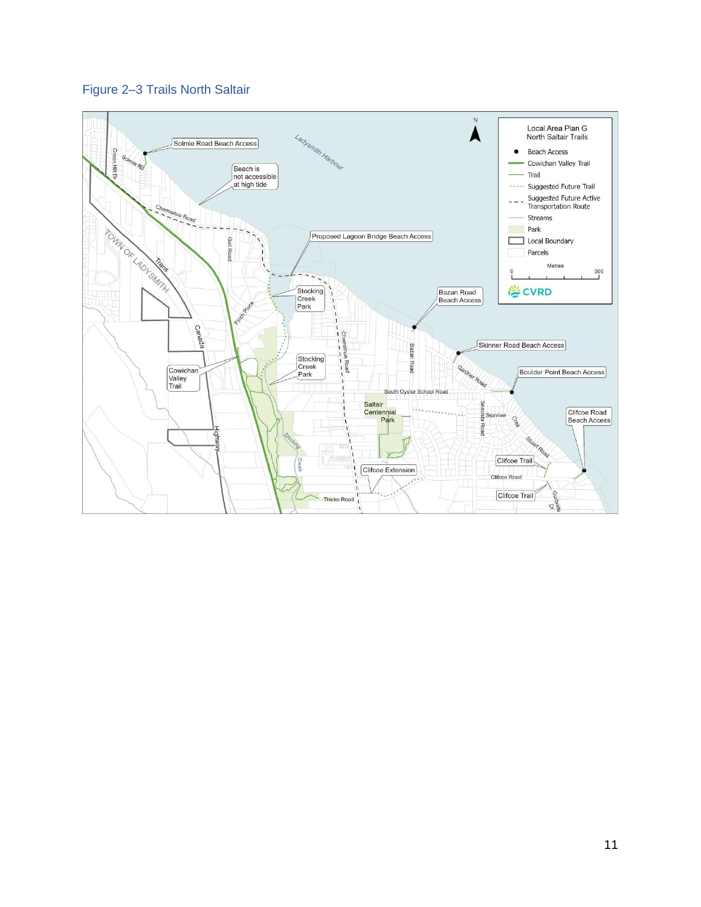Figure 2–3 Trails North Saltair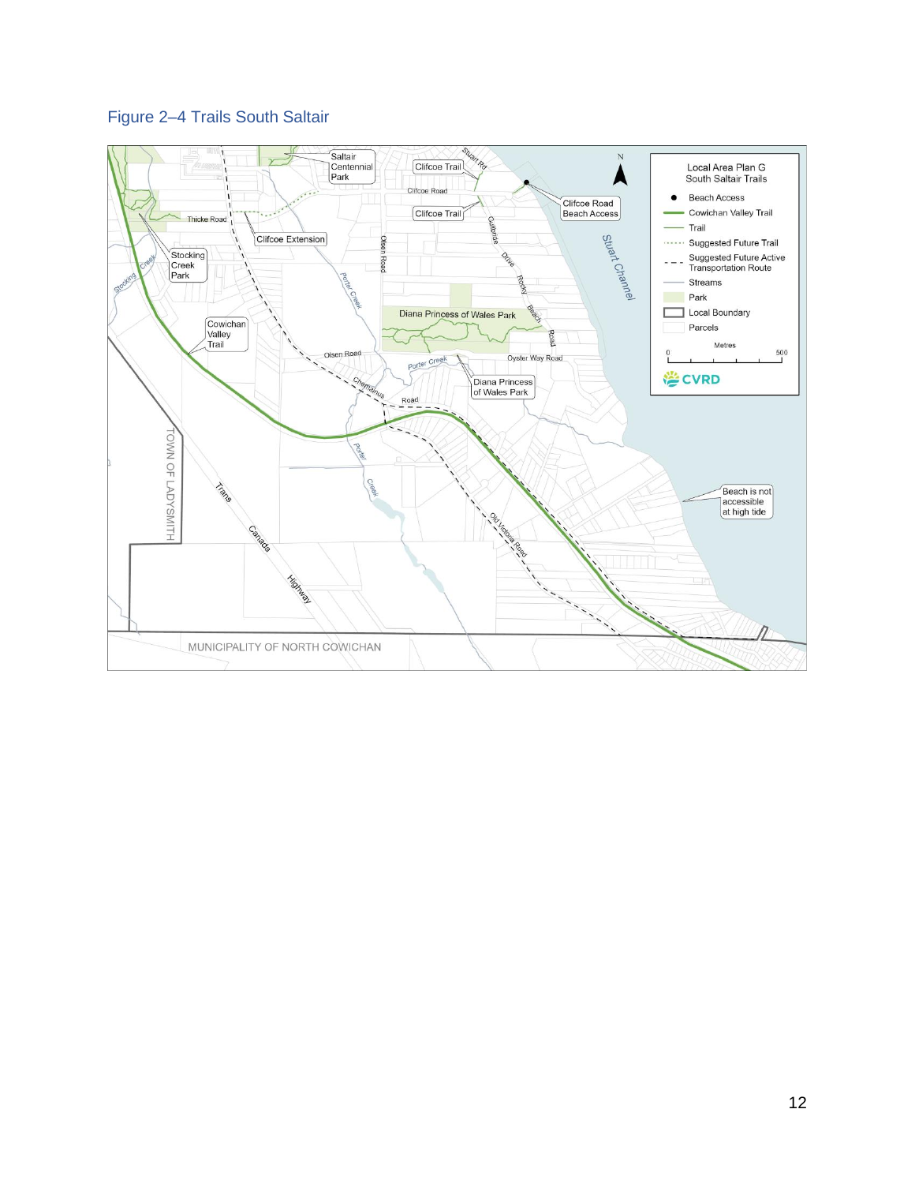Figure 2–4 Trails South Saltair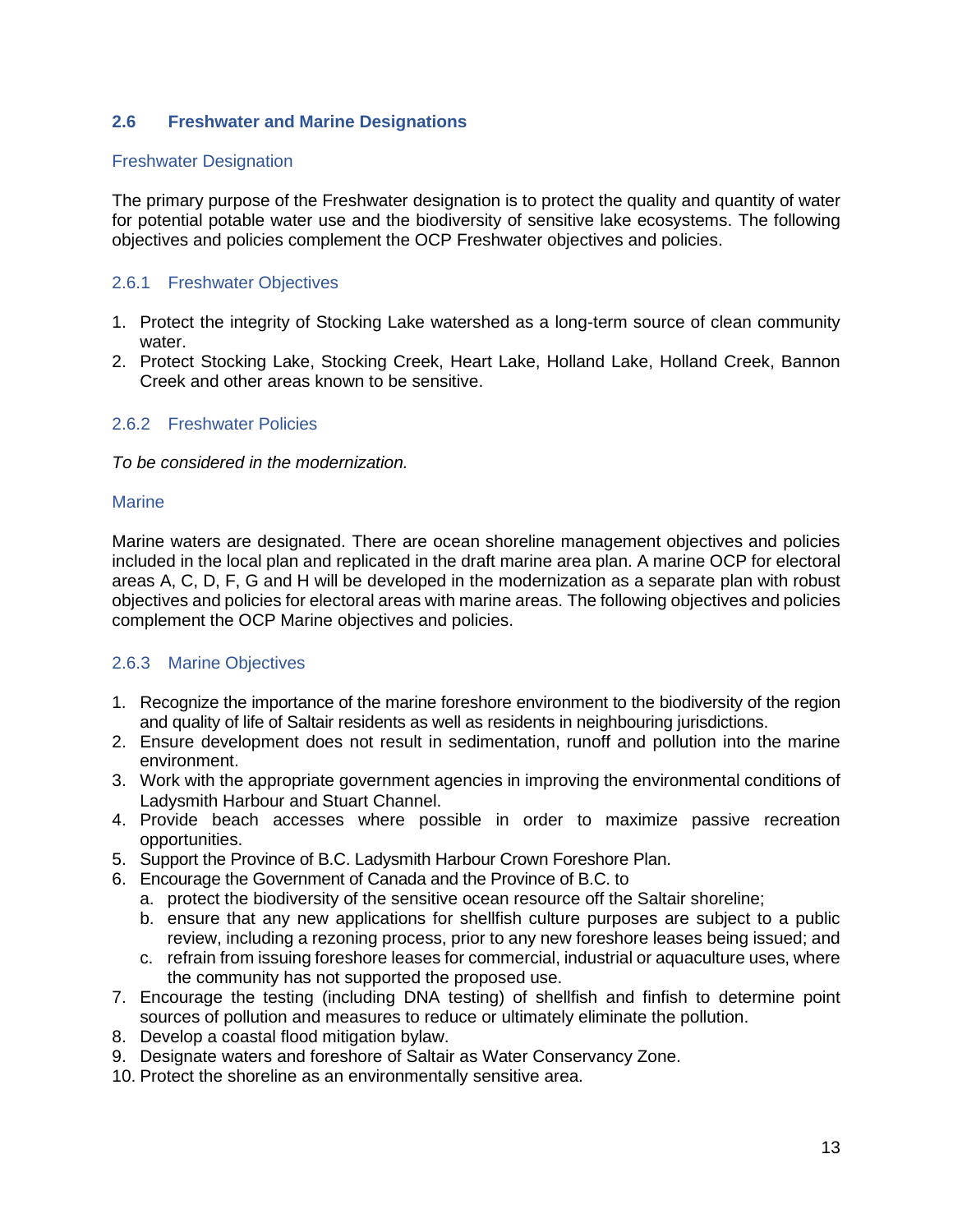## 2.6 Freshwater and Marine Designations

### Freshwater Designation

The primary purpose of the Freshwater designation is to protect the quality and quantity of water for potential potable water use and the biodiversity of sensitive lake ecosystems. The following objectives and policies complement the OCP Freshwater objectives and policies.

### 2.6.1 Freshwater Objectives

1. Protect the integrity of Stocking Lake watershed as a long-term source of clean community water.
2. Protect Stocking Lake, Stocking Creek, Heart Lake, Holland Lake, Holland Creek, Bannon Creek and other areas known to be sensitive.

### 2.6.2 Freshwater Policies

*To be considered in the modernization.*

### Marine

Marine waters are designated. There are ocean shoreline management objectives and policies included in the local plan and replicated in the draft marine area plan. A marine OCP for electoral areas A, C, D, F, G and H will be developed in the modernization as a separate plan with robust objectives and policies for electoral areas with marine areas. The following objectives and policies complement the OCP Marine objectives and policies.

### 2.6.3 Marine Objectives

1. Recognize the importance of the marine foreshore environment to the biodiversity of the region and quality of life of Saltair residents as well as residents in neighbouring jurisdictions.
2. Ensure development does not result in sedimentation, runoff and pollution into the marine environment.
3. Work with the appropriate government agencies in improving the environmental conditions of Ladysmith Harbour and Stuart Channel.
4. Provide beach accesses where possible in order to maximize passive recreation opportunities.
5. Support the Province of B.C. Ladysmith Harbour Crown Foreshore Plan.
6. Encourage the Government of Canada and the Province of B.C. to
   a. protect the biodiversity of the sensitive ocean resource off the Saltair shoreline;
   b. ensure that any new applications for shellfish culture purposes are subject to a public review, including a rezoning process, prior to any new foreshore leases being issued; and
   c. refrain from issuing foreshore leases for commercial, industrial or aquaculture uses, where the community has not supported the proposed use.
7. Encourage the testing (including DNA testing) of shellfish and finfish to determine point sources of pollution and measures to reduce or ultimately eliminate the pollution.
8. Develop a coastal flood mitigation bylaw.
9. Designate waters and foreshore of Saltair as Water Conservancy Zone.
10. Protect the shoreline as an environmentally sensitive area.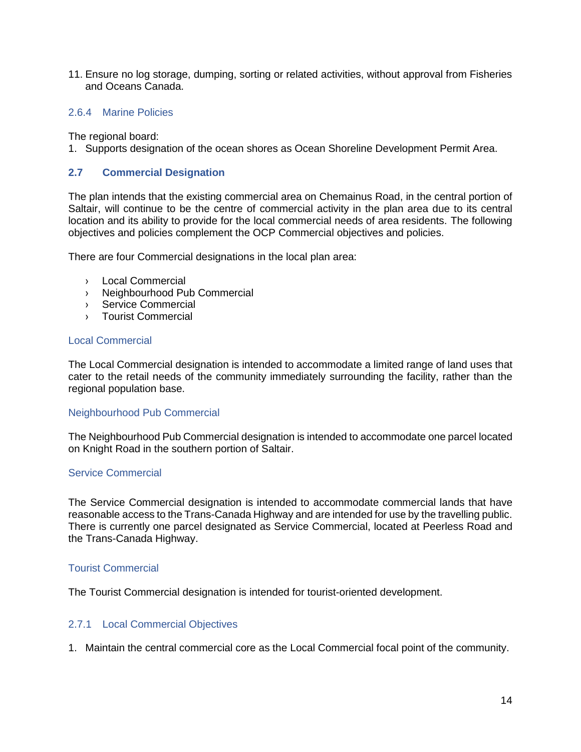11. Ensure no log storage, dumping, sorting or related activities, without approval from Fisheries and Oceans Canada.

### 2.6.4 Marine Policies

The regional board:

1. Supports designation of the ocean shores as Ocean Shoreline Development Permit Area.

## 2.7 Commercial Designation

The plan intends that the existing commercial area on Chemainus Road, in the central portion of Saltair, will continue to be the centre of commercial activity in the plan area due to its central location and its ability to provide for the local commercial needs of area residents. The following objectives and policies complement the OCP Commercial objectives and policies.

There are four Commercial designations in the local plan area:

- Local Commercial
- Neighbourhood Pub Commercial
- Service Commercial
- Tourist Commercial

#### Local Commercial

The Local Commercial designation is intended to accommodate a limited range of land uses that cater to the retail needs of the community immediately surrounding the facility, rather than the regional population base.

#### Neighbourhood Pub Commercial

The Neighbourhood Pub Commercial designation is intended to accommodate one parcel located on Knight Road in the southern portion of Saltair.

#### Service Commercial

The Service Commercial designation is intended to accommodate commercial lands that have reasonable access to the Trans-Canada Highway and are intended for use by the travelling public. There is currently one parcel designated as Service Commercial, located at Peerless Road and the Trans-Canada Highway.

#### Tourist Commercial

The Tourist Commercial designation is intended for tourist-oriented development.

### 2.7.1 Local Commercial Objectives

1. Maintain the central commercial core as the Local Commercial focal point of the community.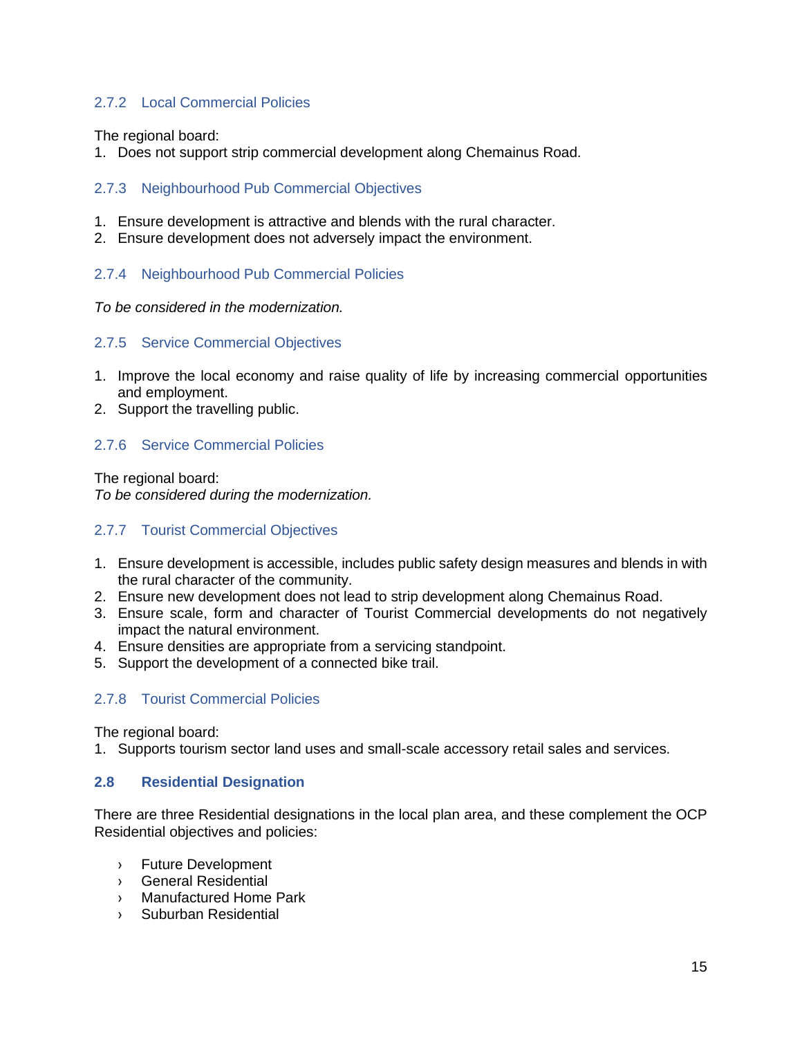### 2.7.2 Local Commercial Policies

The regional board:

1. Does not support strip commercial development along Chemainus Road.

### 2.7.3 Neighbourhood Pub Commercial Objectives

1. Ensure development is attractive and blends with the rural character.
2. Ensure development does not adversely impact the environment.

### 2.7.4 Neighbourhood Pub Commercial Policies

*To be considered in the modernization.*

### 2.7.5 Service Commercial Objectives

1. Improve the local economy and raise quality of life by increasing commercial opportunities and employment.
2. Support the travelling public.

### 2.7.6 Service Commercial Policies

The regional board:
*To be considered during the modernization.*

### 2.7.7 Tourist Commercial Objectives

1. Ensure development is accessible, includes public safety design measures and blends in with the rural character of the community.
2. Ensure new development does not lead to strip development along Chemainus Road.
3. Ensure scale, form and character of Tourist Commercial developments do not negatively impact the natural environment.
4. Ensure densities are appropriate from a servicing standpoint.
5. Support the development of a connected bike trail.

### 2.7.8 Tourist Commercial Policies

The regional board:

1. Supports tourism sector land uses and small-scale accessory retail sales and services.

## 2.8 Residential Designation

There are three Residential designations in the local plan area, and these complement the OCP Residential objectives and policies:

- Future Development
- General Residential
- Manufactured Home Park
- Suburban Residential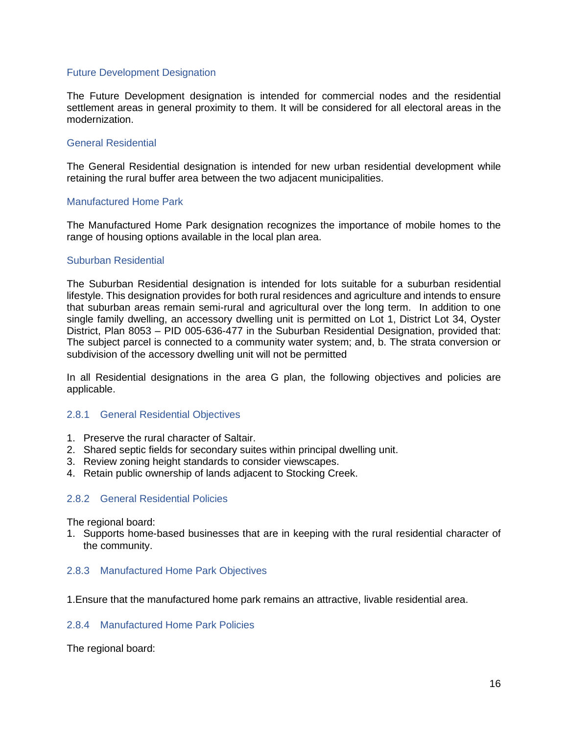### Future Development Designation

The Future Development designation is intended for commercial nodes and the residential settlement areas in general proximity to them. It will be considered for all electoral areas in the modernization.

### General Residential

The General Residential designation is intended for new urban residential development while retaining the rural buffer area between the two adjacent municipalities.

### Manufactured Home Park

The Manufactured Home Park designation recognizes the importance of mobile homes to the range of housing options available in the local plan area.

### Suburban Residential

The Suburban Residential designation is intended for lots suitable for a suburban residential lifestyle. This designation provides for both rural residences and agriculture and intends to ensure that suburban areas remain semi-rural and agricultural over the long term. In addition to one single family dwelling, an accessory dwelling unit is permitted on Lot 1, District Lot 34, Oyster District, Plan 8053 – PID 005-636-477 in the Suburban Residential Designation, provided that: The subject parcel is connected to a community water system; and, b. The strata conversion or subdivision of the accessory dwelling unit will not be permitted

In all Residential designations in the area G plan, the following objectives and policies are applicable.

### 2.8.1 General Residential Objectives

1. Preserve the rural character of Saltair.
2. Shared septic fields for secondary suites within principal dwelling unit.
3. Review zoning height standards to consider viewscapes.
4. Retain public ownership of lands adjacent to Stocking Creek.

### 2.8.2 General Residential Policies

The regional board:

1. Supports home-based businesses that are in keeping with the rural residential character of the community.

### 2.8.3 Manufactured Home Park Objectives

1. Ensure that the manufactured home park remains an attractive, livable residential area.

### 2.8.4 Manufactured Home Park Policies

The regional board: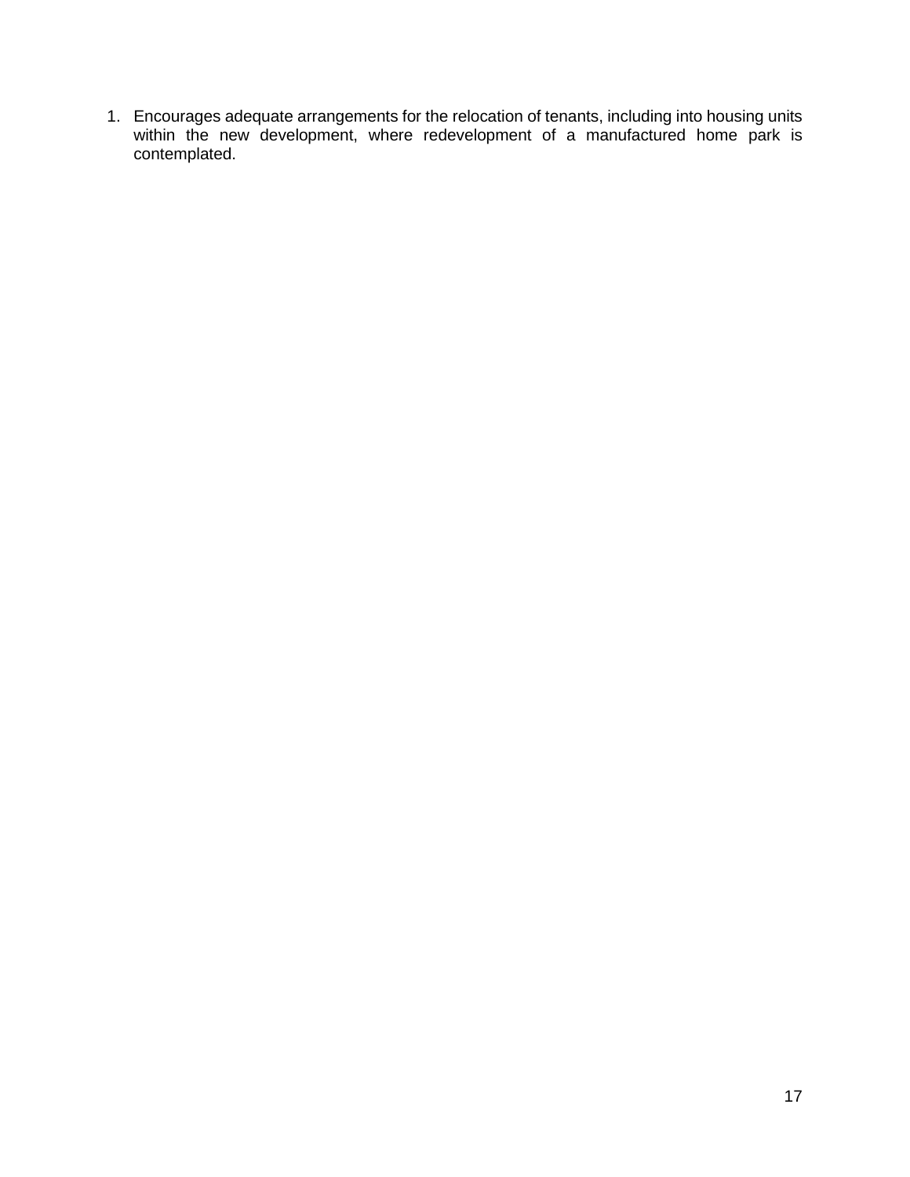1. Encourages adequate arrangements for the relocation of tenants, including into housing units within the new development, where redevelopment of a manufactured home park is contemplated.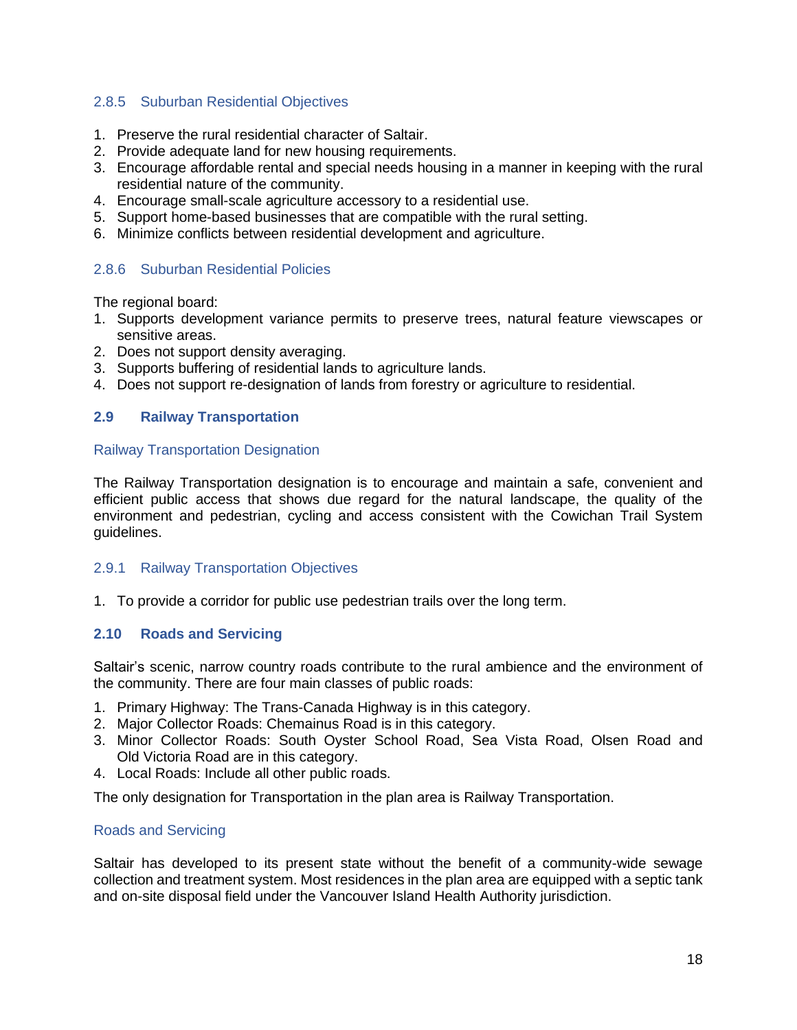### 2.8.5 Suburban Residential Objectives

1. Preserve the rural residential character of Saltair.
2. Provide adequate land for new housing requirements.
3. Encourage affordable rental and special needs housing in a manner in keeping with the rural residential nature of the community.
4. Encourage small-scale agriculture accessory to a residential use.
5. Support home-based businesses that are compatible with the rural setting.
6. Minimize conflicts between residential development and agriculture.

### 2.8.6 Suburban Residential Policies

The regional board:

1. Supports development variance permits to preserve trees, natural feature viewscapes or sensitive areas.
2. Does not support density averaging.
3. Supports buffering of residential lands to agriculture lands.
4. Does not support re-designation of lands from forestry or agriculture to residential.

## 2.9 Railway Transportation

### Railway Transportation Designation

The Railway Transportation designation is to encourage and maintain a safe, convenient and efficient public access that shows due regard for the natural landscape, the quality of the environment and pedestrian, cycling and access consistent with the Cowichan Trail System guidelines.

### 2.9.1 Railway Transportation Objectives

1. To provide a corridor for public use pedestrian trails over the long term.

## 2.10 Roads and Servicing

Saltair's scenic, narrow country roads contribute to the rural ambience and the environment of the community. There are four main classes of public roads:

1. Primary Highway: The Trans-Canada Highway is in this category.
2. Major Collector Roads: Chemainus Road is in this category.
3. Minor Collector Roads: South Oyster School Road, Sea Vista Road, Olsen Road and Old Victoria Road are in this category.
4. Local Roads: Include all other public roads.

The only designation for Transportation in the plan area is Railway Transportation.

### Roads and Servicing

Saltair has developed to its present state without the benefit of a community-wide sewage collection and treatment system. Most residences in the plan area are equipped with a septic tank and on-site disposal field under the Vancouver Island Health Authority jurisdiction.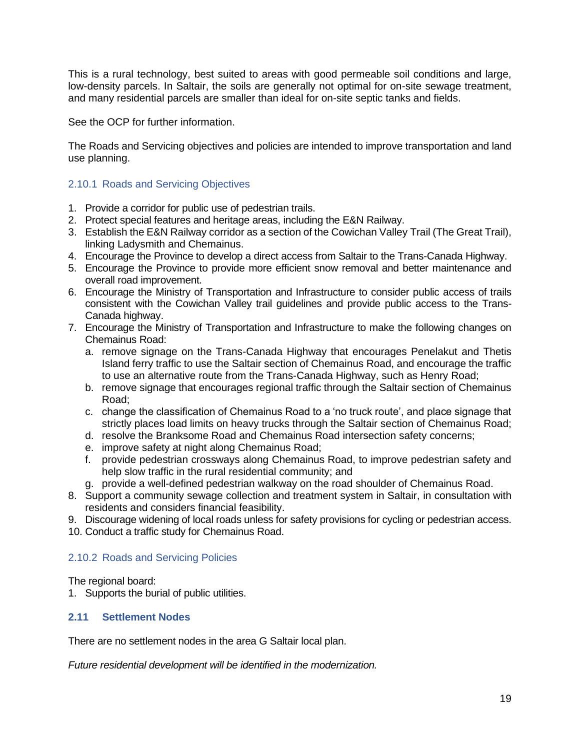This is a rural technology, best suited to areas with good permeable soil conditions and large, low-density parcels. In Saltair, the soils are generally not optimal for on-site sewage treatment, and many residential parcels are smaller than ideal for on-site septic tanks and fields.

See the OCP for further information.

The Roads and Servicing objectives and policies are intended to improve transportation and land use planning.

### 2.10.1 Roads and Servicing Objectives

1. Provide a corridor for public use of pedestrian trails.
2. Protect special features and heritage areas, including the E&N Railway.
3. Establish the E&N Railway corridor as a section of the Cowichan Valley Trail (The Great Trail), linking Ladysmith and Chemainus.
4. Encourage the Province to develop a direct access from Saltair to the Trans-Canada Highway.
5. Encourage the Province to provide more efficient snow removal and better maintenance and overall road improvement.
6. Encourage the Ministry of Transportation and Infrastructure to consider public access of trails consistent with the Cowichan Valley trail guidelines and provide public access to the Trans-Canada highway.
7. Encourage the Ministry of Transportation and Infrastructure to make the following changes on Chemainus Road:
   a. remove signage on the Trans-Canada Highway that encourages Penelakut and Thetis Island ferry traffic to use the Saltair section of Chemainus Road, and encourage the traffic to use an alternative route from the Trans-Canada Highway, such as Henry Road;
   b. remove signage that encourages regional traffic through the Saltair section of Chemainus Road;
   c. change the classification of Chemainus Road to a 'no truck route', and place signage that strictly places load limits on heavy trucks through the Saltair section of Chemainus Road;
   d. resolve the Branksome Road and Chemainus Road intersection safety concerns;
   e. improve safety at night along Chemainus Road;
   f. provide pedestrian crossways along Chemainus Road, to improve pedestrian safety and help slow traffic in the rural residential community; and
   g. provide a well-defined pedestrian walkway on the road shoulder of Chemainus Road.
8. Support a community sewage collection and treatment system in Saltair, in consultation with residents and considers financial feasibility.
9. Discourage widening of local roads unless for safety provisions for cycling or pedestrian access.
10. Conduct a traffic study for Chemainus Road.

### 2.10.2 Roads and Servicing Policies

The regional board:

1. Supports the burial of public utilities.

## 2.11 Settlement Nodes

There are no settlement nodes in the area G Saltair local plan.

*Future residential development will be identified in the modernization.*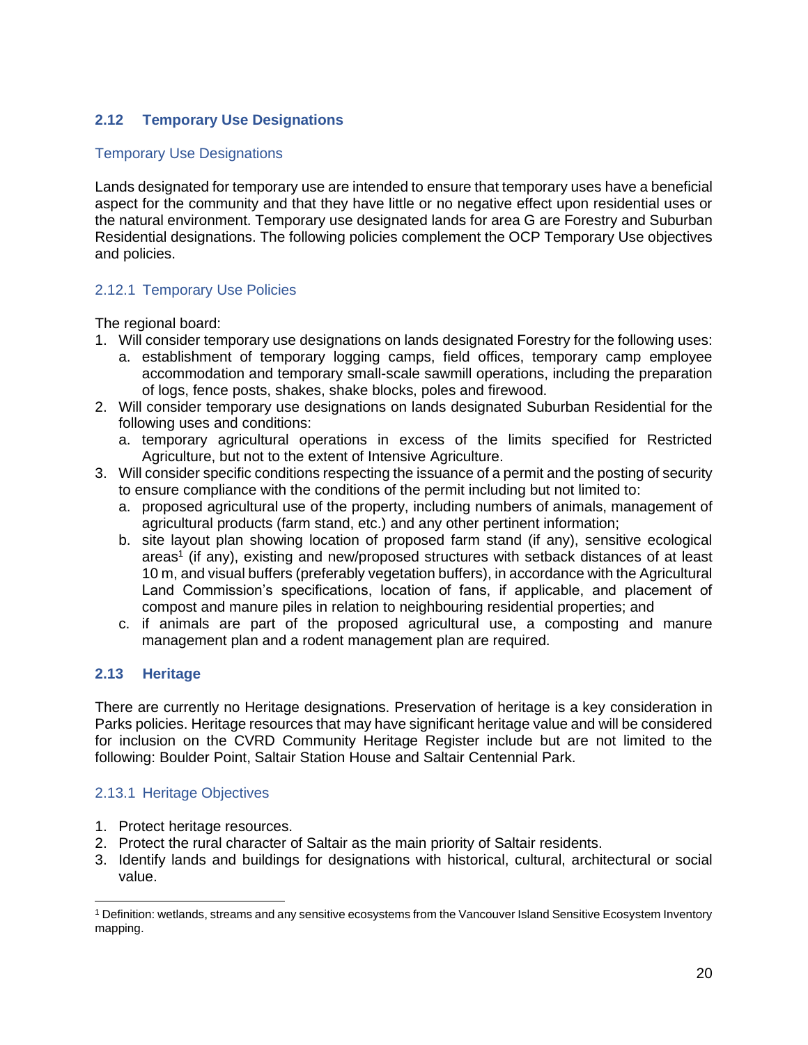## 2.12 Temporary Use Designations

### Temporary Use Designations

Lands designated for temporary use are intended to ensure that temporary uses have a beneficial aspect for the community and that they have little or no negative effect upon residential uses or the natural environment. Temporary use designated lands for area G are Forestry and Suburban Residential designations. The following policies complement the OCP Temporary Use objectives and policies.

### 2.12.1 Temporary Use Policies

The regional board:

1. Will consider temporary use designations on lands designated Forestry for the following uses:
   a. establishment of temporary logging camps, field offices, temporary camp employee accommodation and temporary small-scale sawmill operations, including the preparation of logs, fence posts, shakes, shake blocks, poles and firewood.
2. Will consider temporary use designations on lands designated Suburban Residential for the following uses and conditions:
   a. temporary agricultural operations in excess of the limits specified for Restricted Agriculture, but not to the extent of Intensive Agriculture.
3. Will consider specific conditions respecting the issuance of a permit and the posting of security to ensure compliance with the conditions of the permit including but not limited to:
   a. proposed agricultural use of the property, including numbers of animals, management of agricultural products (farm stand, etc.) and any other pertinent information;
   b. site layout plan showing location of proposed farm stand (if any), sensitive ecological areas[1] (if any), existing and new/proposed structures with setback distances of at least 10 m, and visual buffers (preferably vegetation buffers), in accordance with the Agricultural Land Commission's specifications, location of fans, if applicable, and placement of compost and manure piles in relation to neighbouring residential properties; and
   c. if animals are part of the proposed agricultural use, a composting and manure management plan and a rodent management plan are required.

## 2.13 Heritage

There are currently no Heritage designations. Preservation of heritage is a key consideration in Parks policies. Heritage resources that may have significant heritage value and will be considered for inclusion on the CVRD Community Heritage Register include but are not limited to the following: Boulder Point, Saltair Station House and Saltair Centennial Park.

### 2.13.1 Heritage Objectives

1. Protect heritage resources.
2. Protect the rural character of Saltair as the main priority of Saltair residents.
3. Identify lands and buildings for designations with historical, cultural, architectural or social value.

---

[1] Definition: wetlands, streams and any sensitive ecosystems from the Vancouver Island Sensitive Ecosystem Inventory mapping.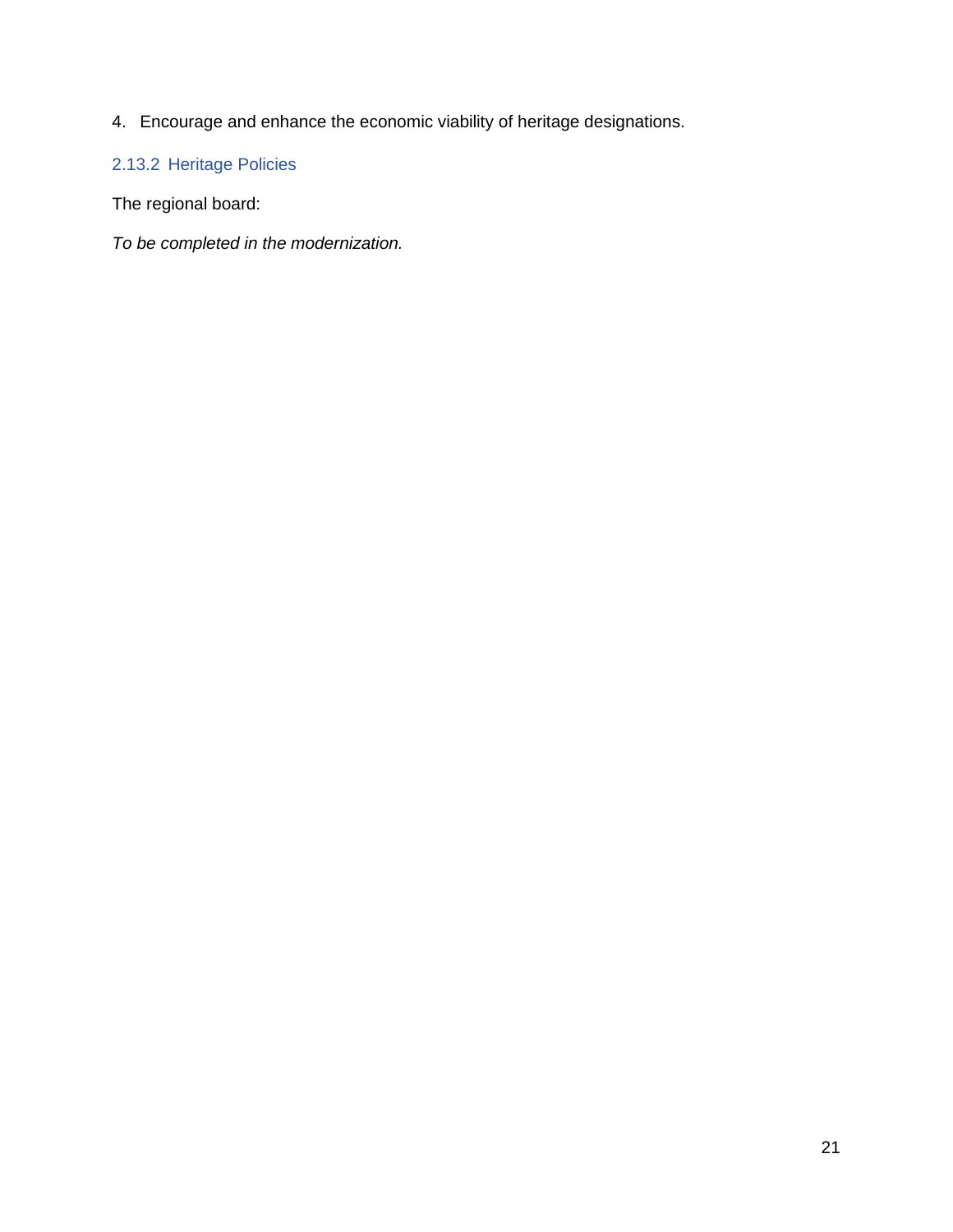4. Encourage and enhance the economic viability of heritage designations.

### 2.13.2 Heritage Policies

The regional board:

*To be completed in the modernization.*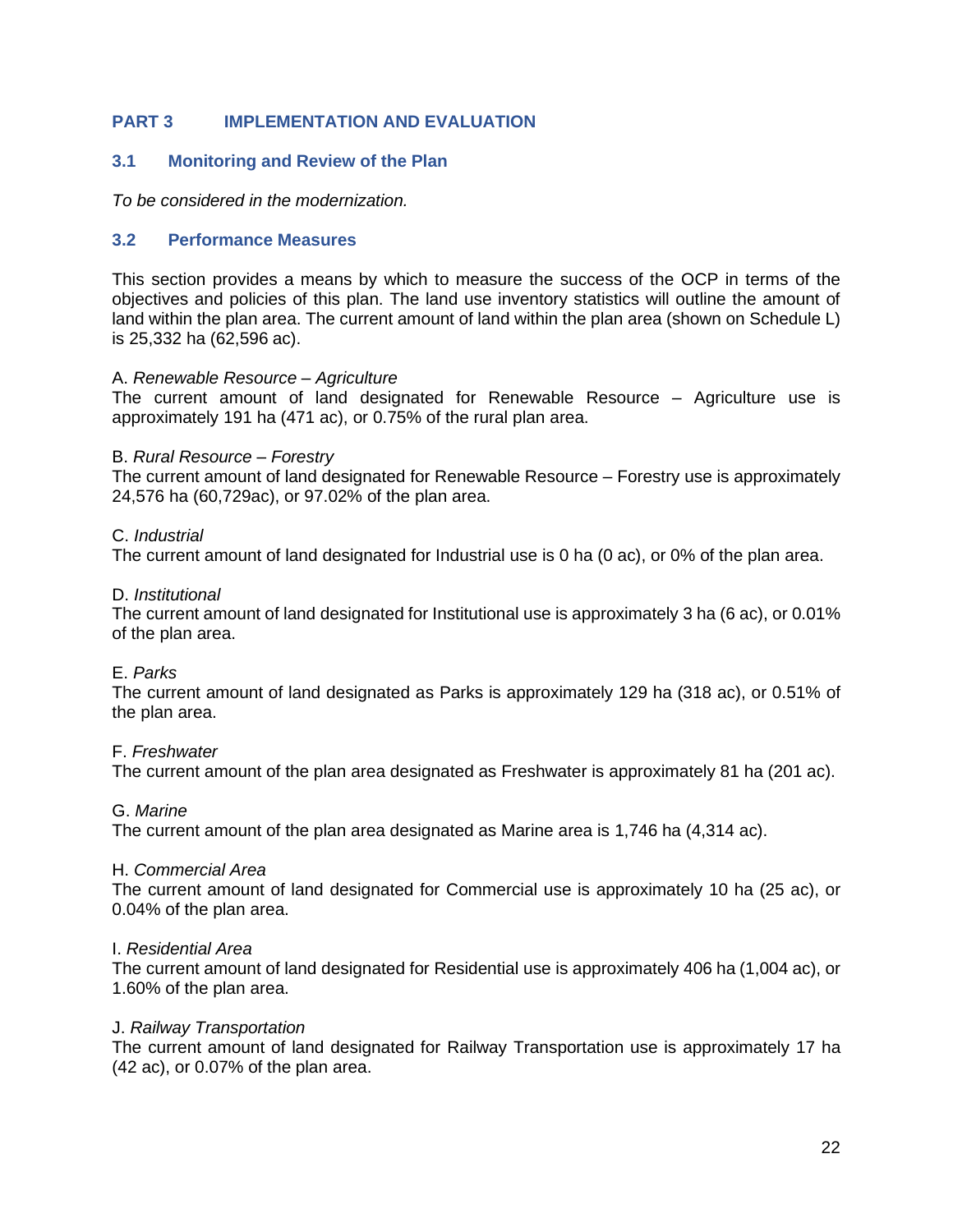# PART 3 IMPLEMENTATION AND EVALUATION

## 3.1 Monitoring and Review of the Plan

*To be considered in the modernization.*

## 3.2 Performance Measures

This section provides a means by which to measure the success of the OCP in terms of the objectives and policies of this plan. The land use inventory statistics will outline the amount of land within the plan area. The current amount of land within the plan area (shown on Schedule L) is 25,332 ha (62,596 ac).

A. *Renewable Resource – Agriculture*
The current amount of land designated for Renewable Resource – Agriculture use is approximately 191 ha (471 ac), or 0.75% of the rural plan area.

B. *Rural Resource – Forestry*
The current amount of land designated for Renewable Resource – Forestry use is approximately 24,576 ha (60,729ac), or 97.02% of the plan area.

C. *Industrial*
The current amount of land designated for Industrial use is 0 ha (0 ac), or 0% of the plan area.

D. *Institutional*
The current amount of land designated for Institutional use is approximately 3 ha (6 ac), or 0.01% of the plan area.

E. *Parks*
The current amount of land designated as Parks is approximately 129 ha (318 ac), or 0.51% of the plan area.

F. *Freshwater*
The current amount of the plan area designated as Freshwater is approximately 81 ha (201 ac).

G. *Marine*
The current amount of the plan area designated as Marine area is 1,746 ha (4,314 ac).

H. *Commercial Area*
The current amount of land designated for Commercial use is approximately 10 ha (25 ac), or 0.04% of the plan area.

I. *Residential Area*
The current amount of land designated for Residential use is approximately 406 ha (1,004 ac), or 1.60% of the plan area.

J. *Railway Transportation*
The current amount of land designated for Railway Transportation use is approximately 17 ha (42 ac), or 0.07% of the plan area.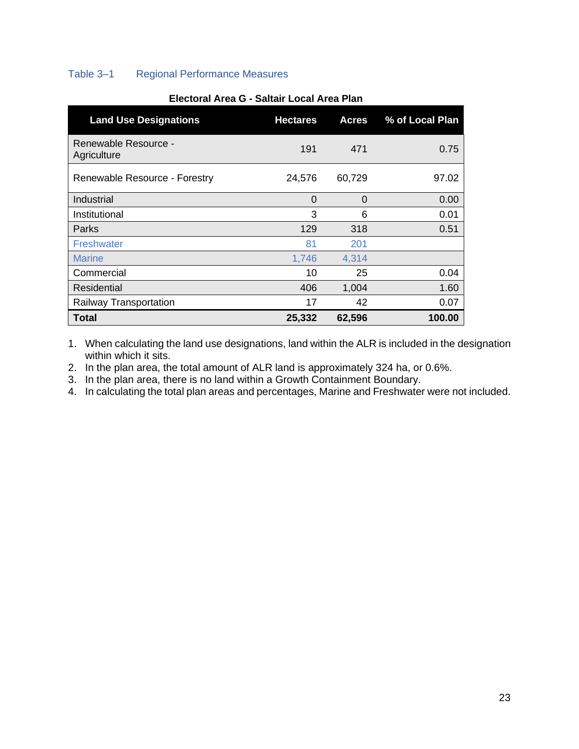Table 3–1 Regional Performance Measures

**Electoral Area G - Saltair Local Area Plan**

| Land Use Designations | Hectares | Acres | % of Local Plan |
|---|---|---|---|
| Renewable Resource - Agriculture | 191 | 471 | 0.75 |
| Renewable Resource - Forestry | 24,576 | 60,729 | 97.02 |
| Industrial | 0 | 0 | 0.00 |
| Institutional | 3 | 6 | 0.01 |
| Parks | 129 | 318 | 0.51 |
| Freshwater | 81 | 201 | |
| Marine | 1,746 | 4,314 | |
| Commercial | 10 | 25 | 0.04 |
| Residential | 406 | 1,004 | 1.60 |
| Railway Transportation | 17 | 42 | 0.07 |
| **Total** | **25,332** | **62,596** | **100.00** |

1. When calculating the land use designations, land within the ALR is included in the designation within which it sits.
2. In the plan area, the total amount of ALR land is approximately 324 ha, or 0.6%.
3. In the plan area, there is no land within a Growth Containment Boundary.
4. In calculating the total plan areas and percentages, Marine and Freshwater were not included.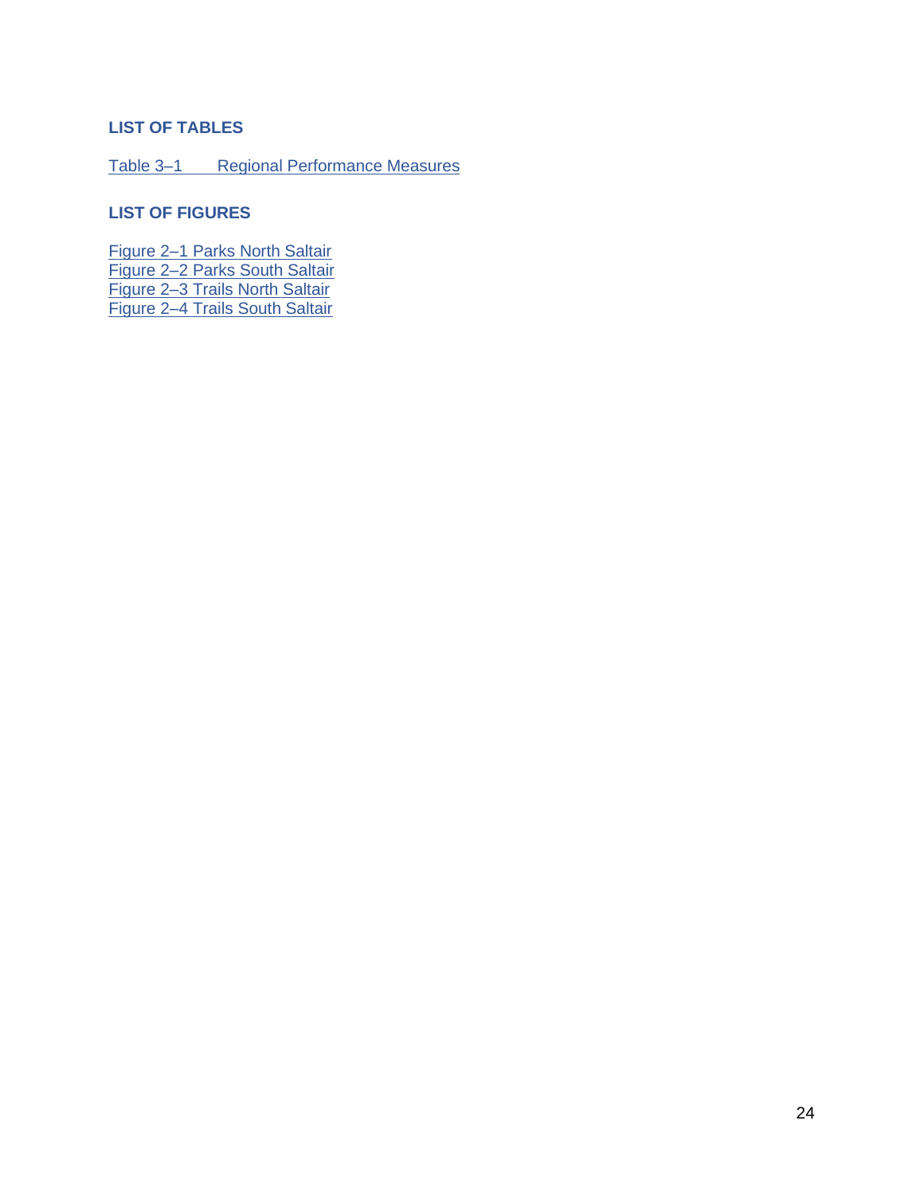**LIST OF TABLES**

Table 3–1 Regional Performance Measures

**LIST OF FIGURES**

Figure 2–1 Parks North Saltair
Figure 2–2 Parks South Saltair
Figure 2–3 Trails North Saltair
Figure 2–4 Trails South Saltair